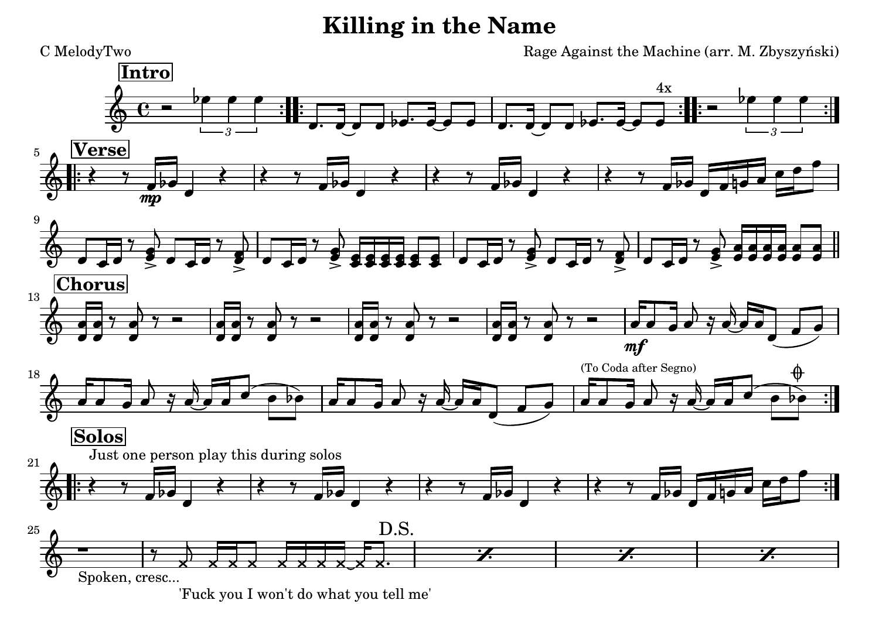# Killing in the Name

C MelodyTwo

Rage Against the Machine (arr. M. Zbyszyński)

**Intro**

4x

**Verse**

*mp*

**Chorus**

*mf*

(To Coda after Segno)

**Solos**

Just one person play this during solos

D.S.

Spoken, cresc...

'Fuck you I won't do what you tell me'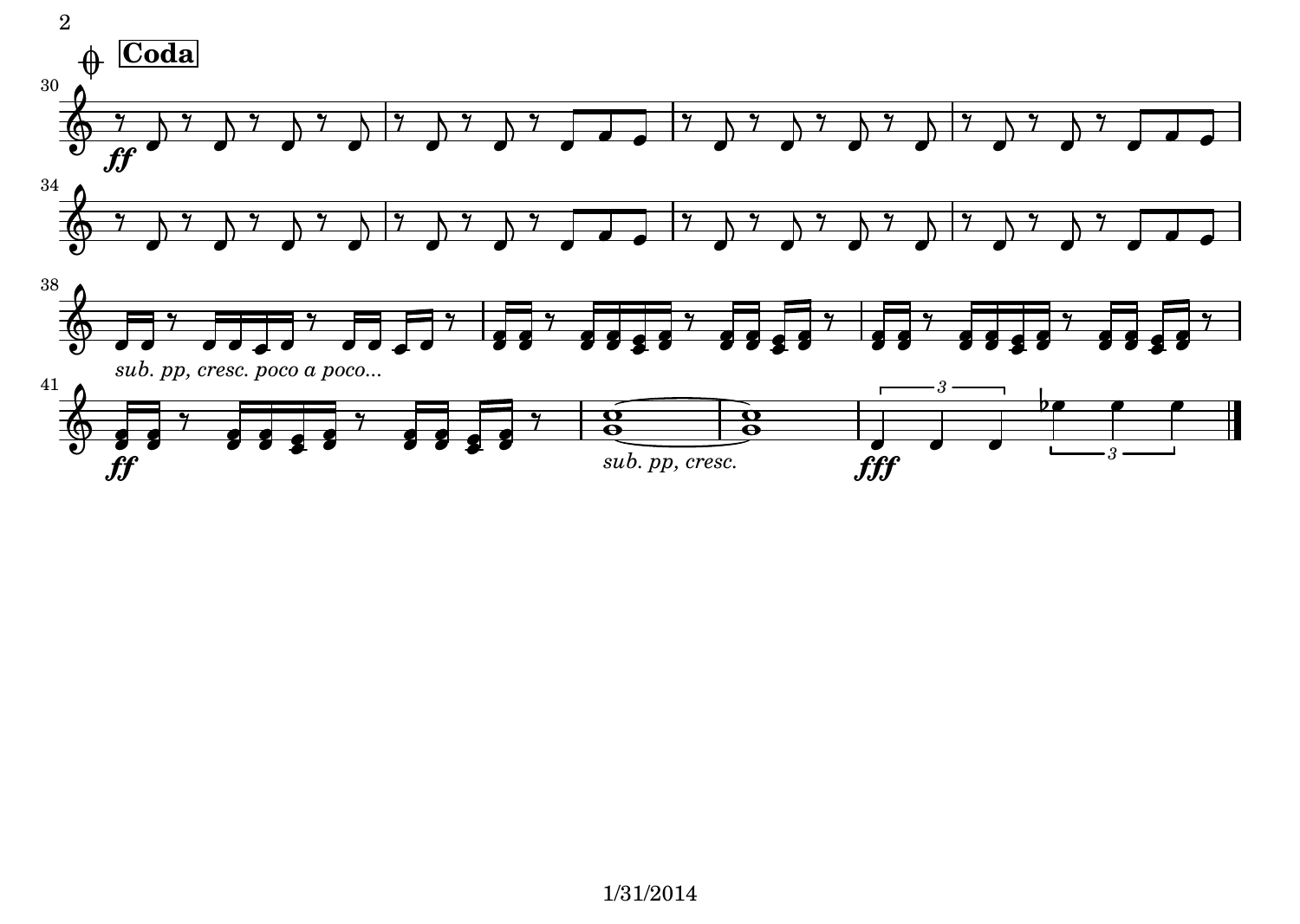Coda

sub. pp, cresc. poco a poco...

sub. pp, cresc.

1/31/2014